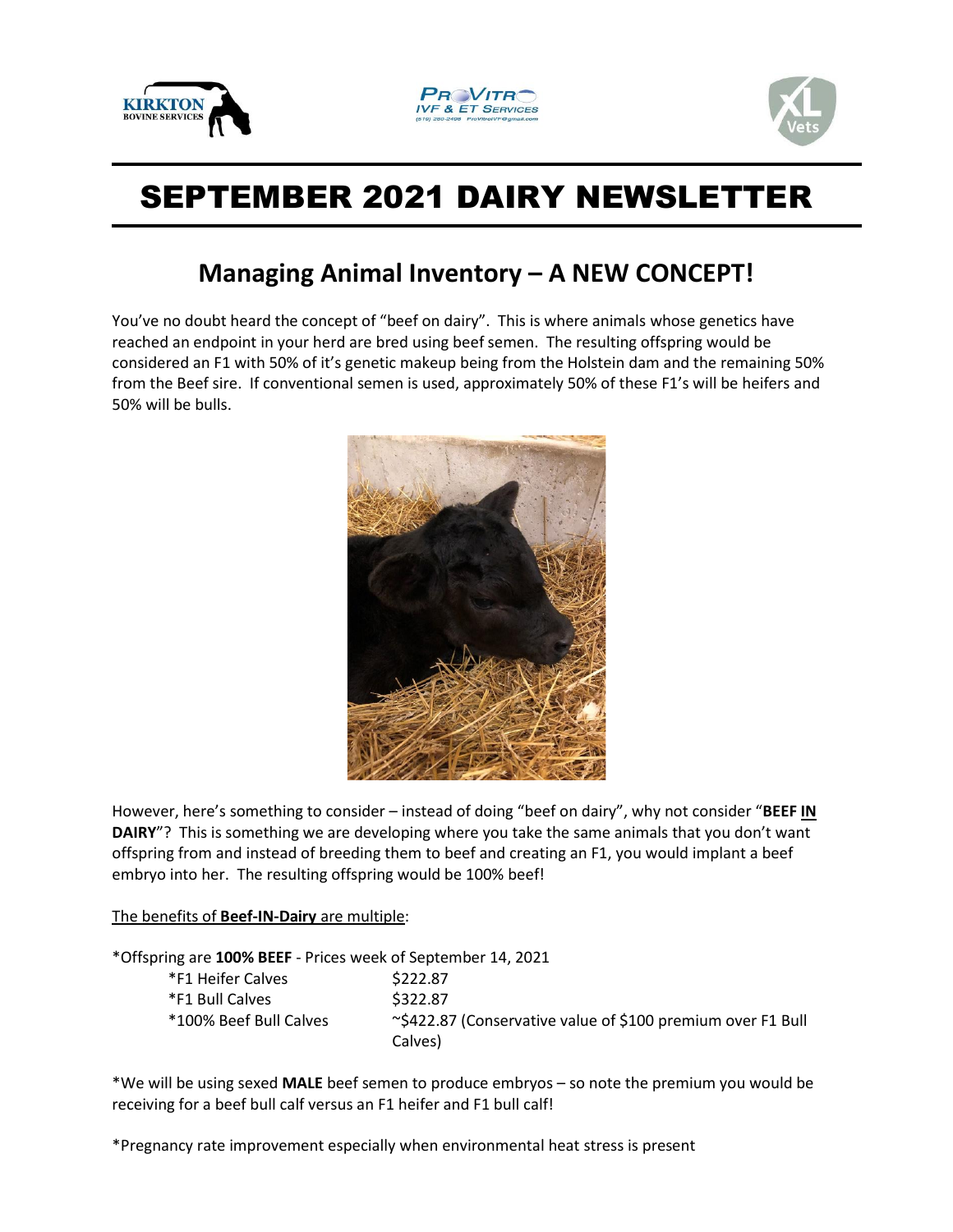# SEPTEMBER 2021 DAIRY NEWSLETTER

## Managing Animal Inventory – A NEW CONCEPT!

You've no doubt heard the concept of "beef on dairy". This is where animals whose genetics have reached an endpoint in your herd are bred using beef semen. The resulting offspring would be considered an F1 with 50% of it's genetic makeup being from the Holstein dam and the remaining 50% from the Beef sire. If conventional semen is used, approximately 50% of these F1's will be heifers and 50% will be bulls.

However, here's something to consider – instead of doing "beef on dairy", why not consider "**BEEF <u>IN</u> DAIRY**"? This is something we are developing where you take the same animals that you don't want offspring from and instead of breeding them to beef and creating an F1, you would implant a beef embryo into her. The resulting offspring would be 100% beef!

<u>The benefits of **Beef-IN-Dairy** are multiple</u>:

*Offspring are **100% BEEF** - Prices week of September 14, 2021

| | |
|---|---|
| *F1 Heifer Calves | $222.87 |
| *F1 Bull Calves | $322.87 |
| *100% Beef Bull Calves | ~$422.87 (Conservative value of $100 premium over F1 Bull Calves) |

*We will be using sexed **MALE** beef semen to produce embryos – so note the premium you would be receiving for a beef bull calf versus an F1 heifer and F1 bull calf!

*Pregnancy rate improvement especially when environmental heat stress is present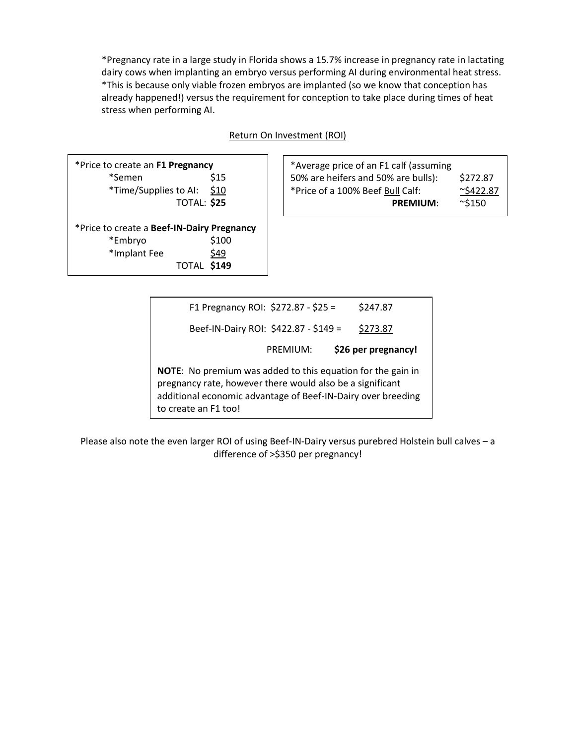*Pregnancy rate in a large study in Florida shows a 15.7% increase in pregnancy rate in lactating dairy cows when implanting an embryo versus performing AI during environmental heat stress.
*This is because only viable frozen embryos are implanted (so we know that conception has already happened!) versus the requirement for conception to take place during times of heat stress when performing AI.

Return On Investment (ROI)

| | |
|---|---|
| *Price to create an **F1 Pregnancy** | |
| *Semen | $15 |
| *Time/Supplies to AI: | $10 |
| TOTAL: | **$25** |
| | |
| *Price to create a **Beef-IN-Dairy Pregnancy** | |
| *Embryo | $100 |
| *Implant Fee | $49 |
| TOTAL | **$149** |

| | |
|---|---|
| *Average price of an F1 calf (assuming 50% are heifers and 50% are bulls): | $272.87 |
| *Price of a 100% Beef Bull Calf: | ~$422.87 |
| **PREMIUM**: | ~$150 |

| | |
|---|---|
| F1 Pregnancy ROI: $272.87 - $25 = | $247.87 |
| Beef-IN-Dairy ROI: $422.87 - $149 = | $273.87 |
| PREMIUM: | **$26 per pregnancy!** |

**NOTE**: No premium was added to this equation for the gain in pregnancy rate, however there would also be a significant additional economic advantage of Beef-IN-Dairy over breeding to create an F1 too!

Please also note the even larger ROI of using Beef-IN-Dairy versus purebred Holstein bull calves – a difference of >$350 per pregnancy!